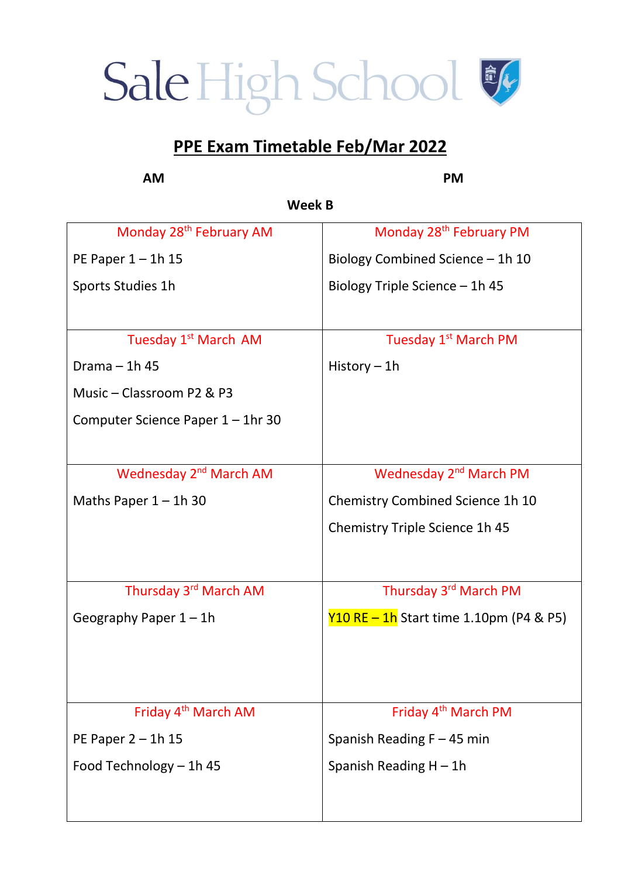Sale High School

# PPE Exam Timetable Feb/Mar 2022

**AM** **PM**

**Week B**

| Monday 28th February AM | Monday 28th February PM |
| --- | --- |
| PE Paper 1 – 1h 15<br>Sports Studies 1h | Biology Combined Science – 1h 10<br>Biology Triple Science – 1h 45 |
| **Tuesday 1st March AM** | **Tuesday 1st March PM** |
| Drama – 1h 45<br>Music – Classroom P2 & P3<br>Computer Science Paper 1 – 1hr 30 | History – 1h |
| **Wednesday 2nd March AM** | **Wednesday 2nd March PM** |
| Maths Paper 1 – 1h 30 | Chemistry Combined Science 1h 10<br>Chemistry Triple Science 1h 45 |
| **Thursday 3rd March AM** | **Thursday 3rd March PM** |
| Geography Paper 1 – 1h | Y10 RE – 1h Start time 1.10pm (P4 & P5) |
| **Friday 4th March AM** | **Friday 4th March PM** |
| PE Paper 2 – 1h 15<br>Food Technology – 1h 45 | Spanish Reading F – 45 min<br>Spanish Reading H – 1h |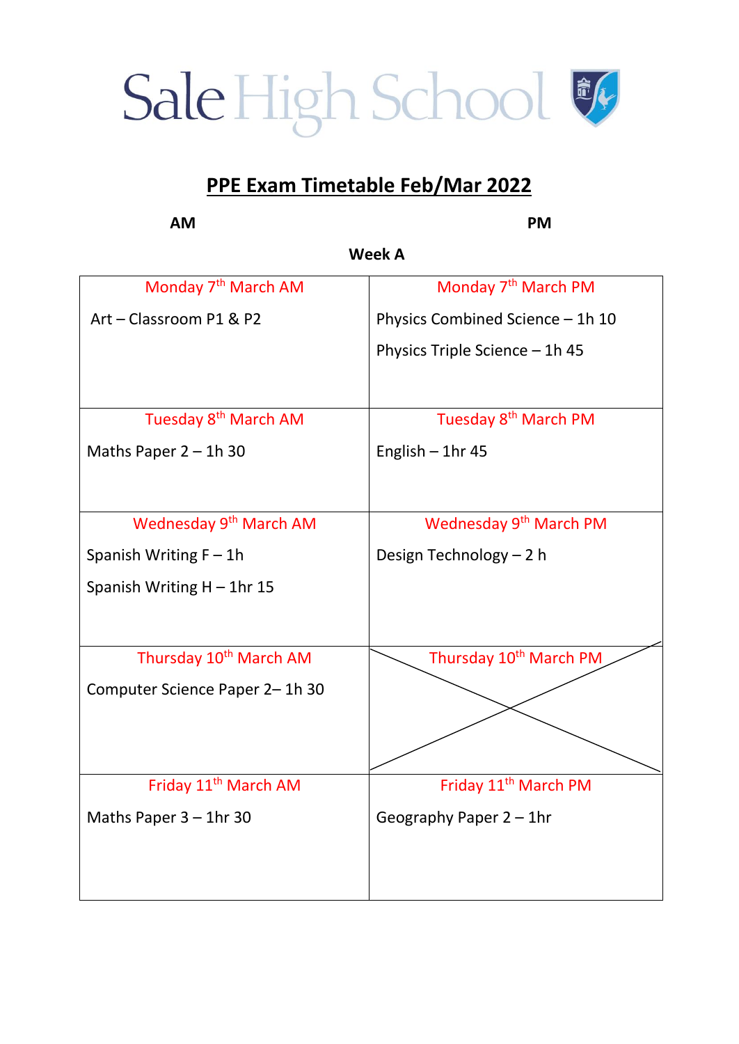# Sale High School

## PPE Exam Timetable Feb/Mar 2022

**Week A**

| AM | PM |
|---|---|
| Monday 7th March AM<br>Art – Classroom P1 & P2 | Monday 7th March PM<br>Physics Combined Science – 1h 10<br>Physics Triple Science – 1h 45 |
| Tuesday 8th March AM<br>Maths Paper 2 – 1h 30 | Tuesday 8th March PM<br>English – 1hr 45 |
| Wednesday 9th March AM<br>Spanish Writing F – 1h<br>Spanish Writing H – 1hr 15 | Wednesday 9th March PM<br>Design Technology – 2 h |
| Thursday 10th March AM<br>Computer Science Paper 2– 1h 30 | Thursday 10th March PM |
| Friday 11th March AM<br>Maths Paper 3 – 1hr 30 | Friday 11th March PM<br>Geography Paper 2 – 1hr |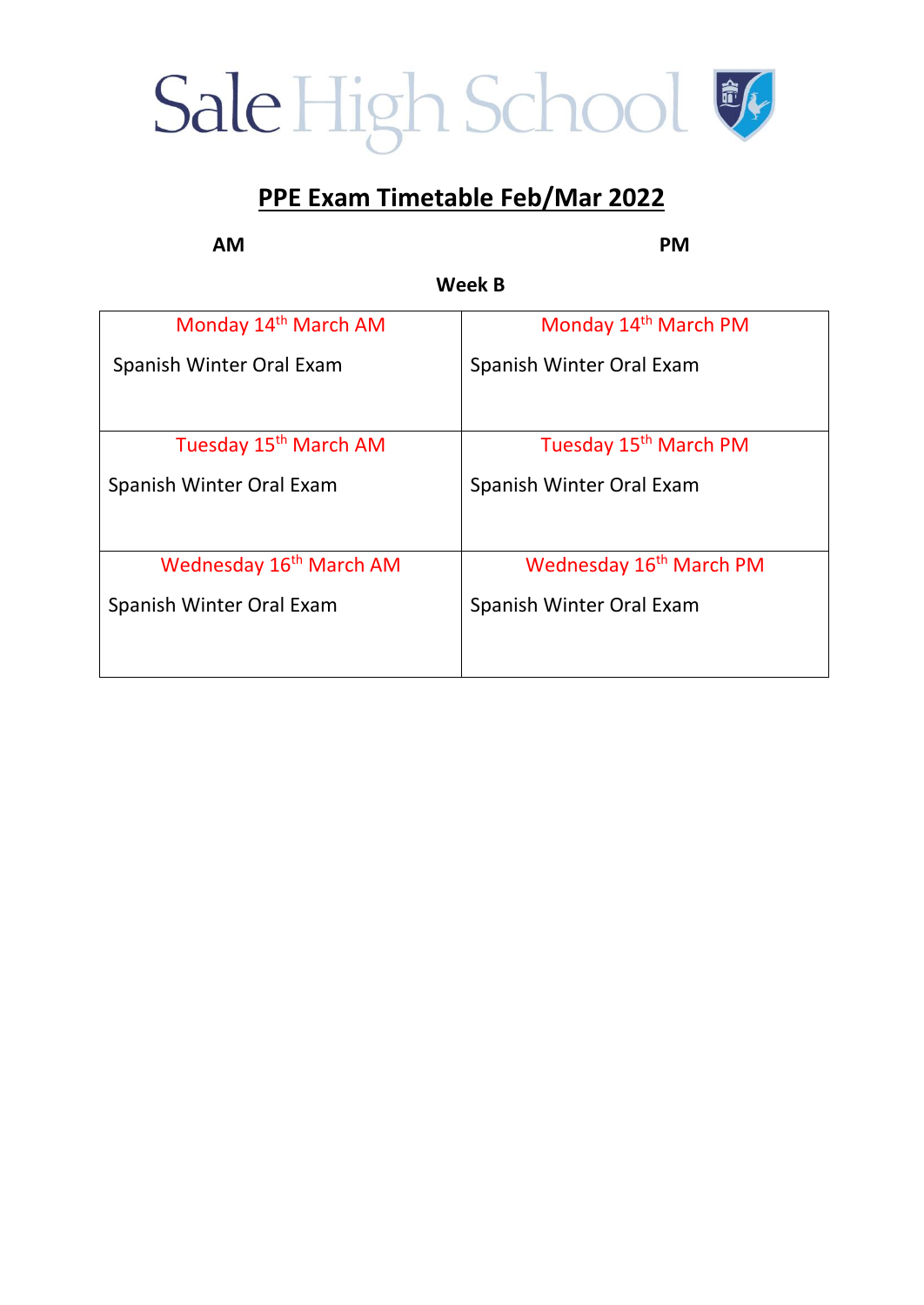Sale High School

# PPE Exam Timetable Feb/Mar 2022

**AM** **PM**

**Week B**

| | |
|---|---|
| Monday 14th March AM<br><br>Spanish Winter Oral Exam | Monday 14th March PM<br><br>Spanish Winter Oral Exam |
| Tuesday 15th March AM<br><br>Spanish Winter Oral Exam | Tuesday 15th March PM<br><br>Spanish Winter Oral Exam |
| Wednesday 16th March AM<br><br>Spanish Winter Oral Exam | Wednesday 16th March PM<br><br>Spanish Winter Oral Exam |